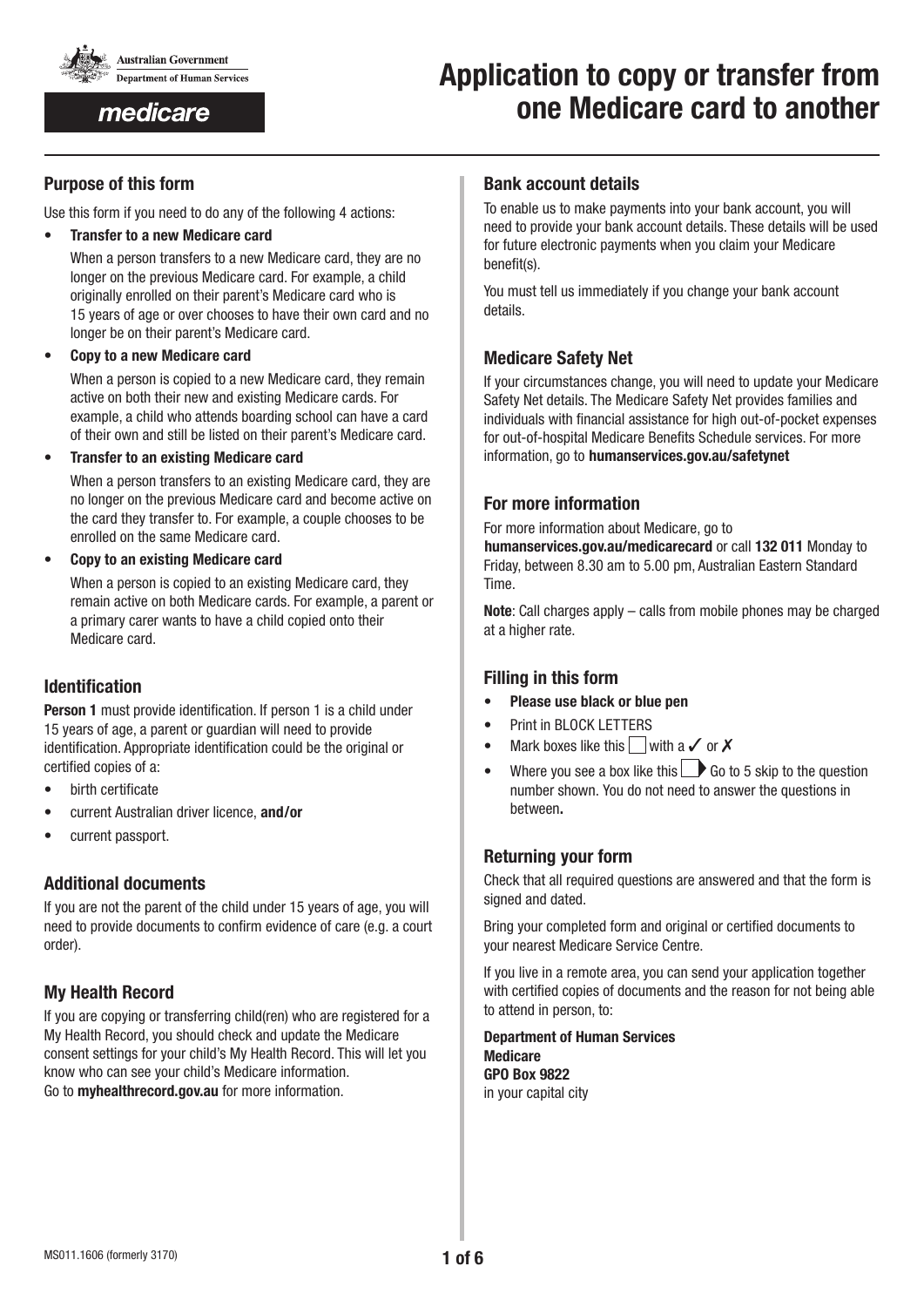Australian Government
Department of Human Services

medicare

# Application to copy or transfer from one Medicare card to another

## Purpose of this form

Use this form if you need to do any of the following 4 actions:

- **Transfer to a new Medicare card**

  When a person transfers to a new Medicare card, they are no longer on the previous Medicare card. For example, a child originally enrolled on their parent's Medicare card who is 15 years of age or over chooses to have their own card and no longer be on their parent's Medicare card.

- **Copy to a new Medicare card**

  When a person is copied to a new Medicare card, they remain active on both their new and existing Medicare cards. For example, a child who attends boarding school can have a card of their own and still be listed on their parent's Medicare card.

- **Transfer to an existing Medicare card**

  When a person transfers to an existing Medicare card, they are no longer on the previous Medicare card and become active on the card they transfer to. For example, a couple chooses to be enrolled on the same Medicare card.

- **Copy to an existing Medicare card**

  When a person is copied to an existing Medicare card, they remain active on both Medicare cards. For example, a parent or a primary carer wants to have a child copied onto their Medicare card.

## Identification

**Person 1** must provide identification. If person 1 is a child under 15 years of age, a parent or guardian will need to provide identification. Appropriate identification could be the original or certified copies of a:

- birth certificate
- current Australian driver licence, **and/or**
- current passport.

## Additional documents

If you are not the parent of the child under 15 years of age, you will need to provide documents to confirm evidence of care (e.g. a court order).

## My Health Record

If you are copying or transferring child(ren) who are registered for a My Health Record, you should check and update the Medicare consent settings for your child's My Health Record. This will let you know who can see your child's Medicare information.
Go to **myhealthrecord.gov.au** for more information.

## Bank account details

To enable us to make payments into your bank account, you will need to provide your bank account details. These details will be used for future electronic payments when you claim your Medicare benefit(s).

You must tell us immediately if you change your bank account details.

## Medicare Safety Net

If your circumstances change, you will need to update your Medicare Safety Net details. The Medicare Safety Net provides families and individuals with financial assistance for high out-of-pocket expenses for out-of-hospital Medicare Benefits Schedule services. For more information, go to **humanservices.gov.au/safetynet**

## For more information

For more information about Medicare, go to **humanservices.gov.au/medicarecard** or call **132 011** Monday to Friday, between 8.30 am to 5.00 pm, Australian Eastern Standard Time.

**Note**: Call charges apply – calls from mobile phones may be charged at a higher rate.

## Filling in this form

- **Please use black or blue pen**
- Print in BLOCK LETTERS
- Mark boxes like this ☐ with a ✓ or ✗
- Where you see a box like this ☐ Go to 5 skip to the question number shown. You do not need to answer the questions in between**.**

## Returning your form

Check that all required questions are answered and that the form is signed and dated.

Bring your completed form and original or certified documents to your nearest Medicare Service Centre.

If you live in a remote area, you can send your application together with certified copies of documents and the reason for not being able to attend in person, to:

**Department of Human Services**
**Medicare**
**GPO Box 9822**
in your capital city

MS011.1606 (formerly 3170)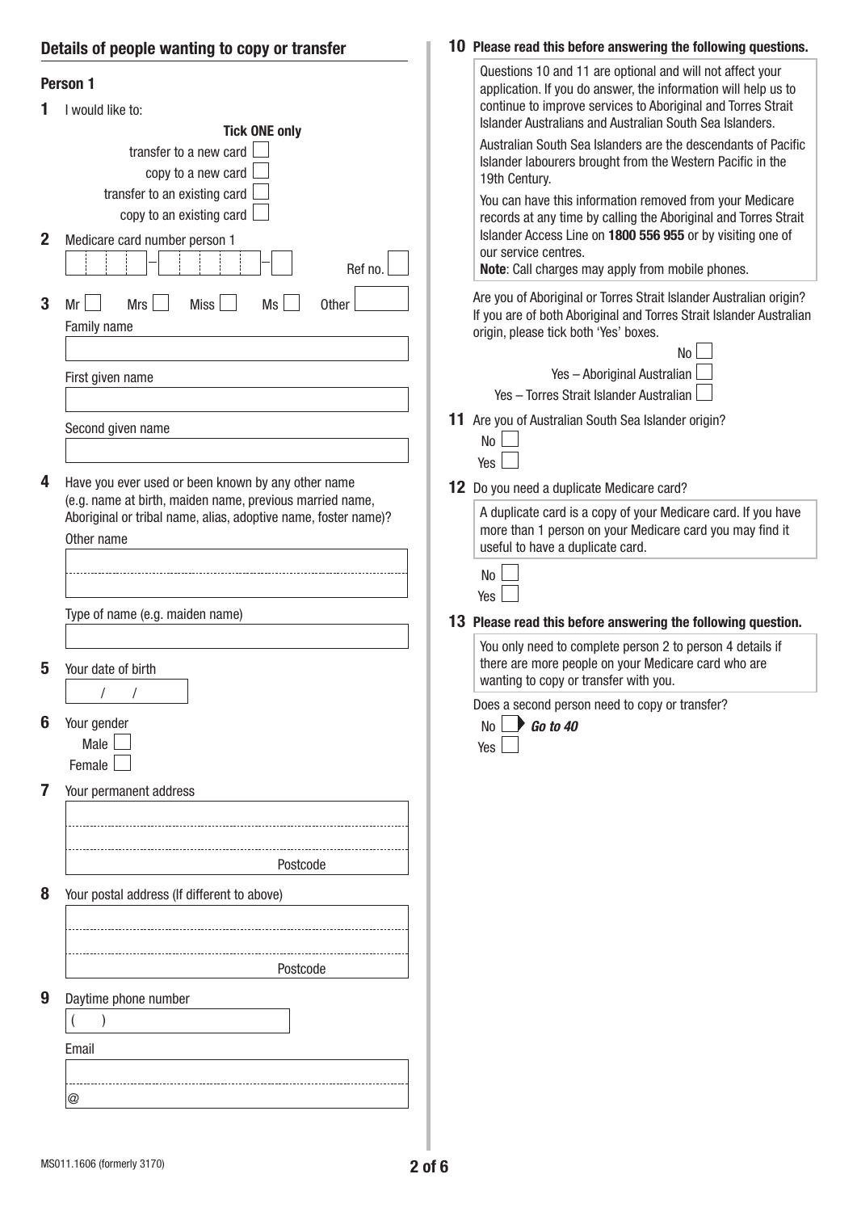## Details of people wanting to copy or transfer

### Person 1

**1** I would like to:

**Tick ONE only**

- transfer to a new card ☐
- copy to a new card ☐
- transfer to an existing card ☐
- copy to an existing card ☐

**2** Medicare card number person 1

Ref no.

**3** Mr ☐ Mrs ☐ Miss ☐ Ms ☐ Other

Family name

First given name

Second given name

**4** Have you ever used or been known by any other name (e.g. name at birth, maiden name, previous married name, Aboriginal or tribal name, alias, adoptive name, foster name)?

Other name

Type of name (e.g. maiden name)

**5** Your date of birth

/ /

**6** Your gender

Male ☐
Female ☐

**7** Your permanent address

Postcode

**8** Your postal address (If different to above)

Postcode

**9** Daytime phone number

( )

Email

@

**10 Please read this before answering the following questions.**

Questions 10 and 11 are optional and will not affect your application. If you do answer, the information will help us to continue to improve services to Aboriginal and Torres Strait Islander Australians and Australian South Sea Islanders.

Australian South Sea Islanders are the descendants of Pacific Islander labourers brought from the Western Pacific in the 19th Century.

You can have this information removed from your Medicare records at any time by calling the Aboriginal and Torres Strait Islander Access Line on **1800 556 955** or by visiting one of our service centres.
**Note**: Call charges may apply from mobile phones.

Are you of Aboriginal or Torres Strait Islander Australian origin? If you are of both Aboriginal and Torres Strait Islander Australian origin, please tick both 'Yes' boxes.

No ☐
Yes – Aboriginal Australian ☐
Yes – Torres Strait Islander Australian ☐

**11** Are you of Australian South Sea Islander origin?

No ☐
Yes ☐

**12** Do you need a duplicate Medicare card?

A duplicate card is a copy of your Medicare card. If you have more than 1 person on your Medicare card you may find it useful to have a duplicate card.

No ☐
Yes ☐

**13 Please read this before answering the following question.**

You only need to complete person 2 to person 4 details if there are more people on your Medicare card who are wanting to copy or transfer with you.

Does a second person need to copy or transfer?

No ☐ ***Go to 40***
Yes ☐

MS011.1606 (formerly 3170)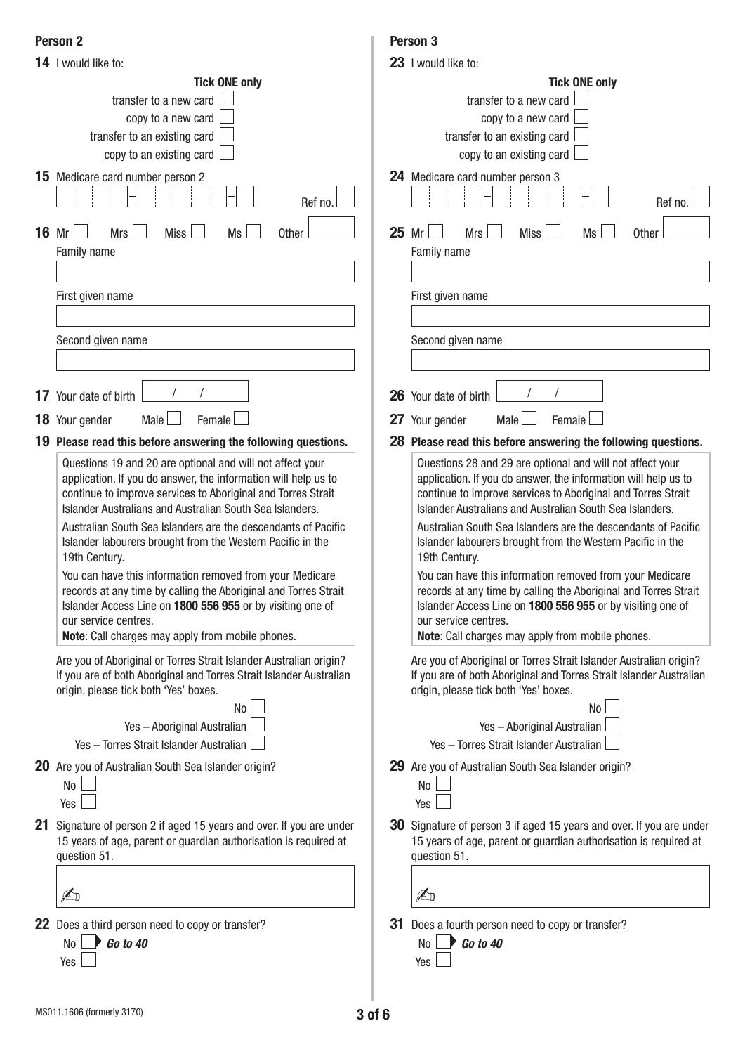## Person 2

**14** I would like to:

**Tick ONE only**

- transfer to a new card ☐
- copy to a new card ☐
- transfer to an existing card ☐
- copy to an existing card ☐

**15** Medicare card number person 2

Ref no.

**16** Mr ☐ Mrs ☐ Miss ☐ Ms ☐ Other

Family name

First given name

Second given name

**17** Your date of birth / /

**18** Your gender Male ☐ Female ☐

**19 Please read this before answering the following questions.**

Questions 19 and 20 are optional and will not affect your application. If you do answer, the information will help us to continue to improve services to Aboriginal and Torres Strait Islander Australians and Australian South Sea Islanders.

Australian South Sea Islanders are the descendants of Pacific Islander labourers brought from the Western Pacific in the 19th Century.

You can have this information removed from your Medicare records at any time by calling the Aboriginal and Torres Strait Islander Access Line on **1800 556 955** or by visiting one of our service centres.

**Note**: Call charges may apply from mobile phones.

Are you of Aboriginal or Torres Strait Islander Australian origin? If you are of both Aboriginal and Torres Strait Islander Australian origin, please tick both 'Yes' boxes.

- No ☐
- Yes – Aboriginal Australian ☐
- Yes – Torres Strait Islander Australian ☐

**20** Are you of Australian South Sea Islander origin?

- No ☐
- Yes ☐

**21** Signature of person 2 if aged 15 years and over. If you are under 15 years of age, parent or guardian authorisation is required at question 51.

✍

**22** Does a third person need to copy or transfer?

- No ☐ ▶ ***Go to 40***
- Yes ☐

## Person 3

**23** I would like to:

**Tick ONE only**

- transfer to a new card ☐
- copy to a new card ☐
- transfer to an existing card ☐
- copy to an existing card ☐

**24** Medicare card number person 3

Ref no.

**25** Mr ☐ Mrs ☐ Miss ☐ Ms ☐ Other

Family name

First given name

Second given name

**26** Your date of birth / /

**27** Your gender Male ☐ Female ☐

**28 Please read this before answering the following questions.**

Questions 28 and 29 are optional and will not affect your application. If you do answer, the information will help us to continue to improve services to Aboriginal and Torres Strait Islander Australians and Australian South Sea Islanders.

Australian South Sea Islanders are the descendants of Pacific Islander labourers brought from the Western Pacific in the 19th Century.

You can have this information removed from your Medicare records at any time by calling the Aboriginal and Torres Strait Islander Access Line on **1800 556 955** or by visiting one of our service centres.

**Note**: Call charges may apply from mobile phones.

Are you of Aboriginal or Torres Strait Islander Australian origin? If you are of both Aboriginal and Torres Strait Islander Australian origin, please tick both 'Yes' boxes.

- No ☐
- Yes – Aboriginal Australian ☐
- Yes – Torres Strait Islander Australian ☐

**29** Are you of Australian South Sea Islander origin?

- No ☐
- Yes ☐

**30** Signature of person 3 if aged 15 years and over. If you are under 15 years of age, parent or guardian authorisation is required at question 51.

✍

**31** Does a fourth person need to copy or transfer?

- No ☐ ▶ ***Go to 40***
- Yes ☐

MS011.1606 (formerly 3170)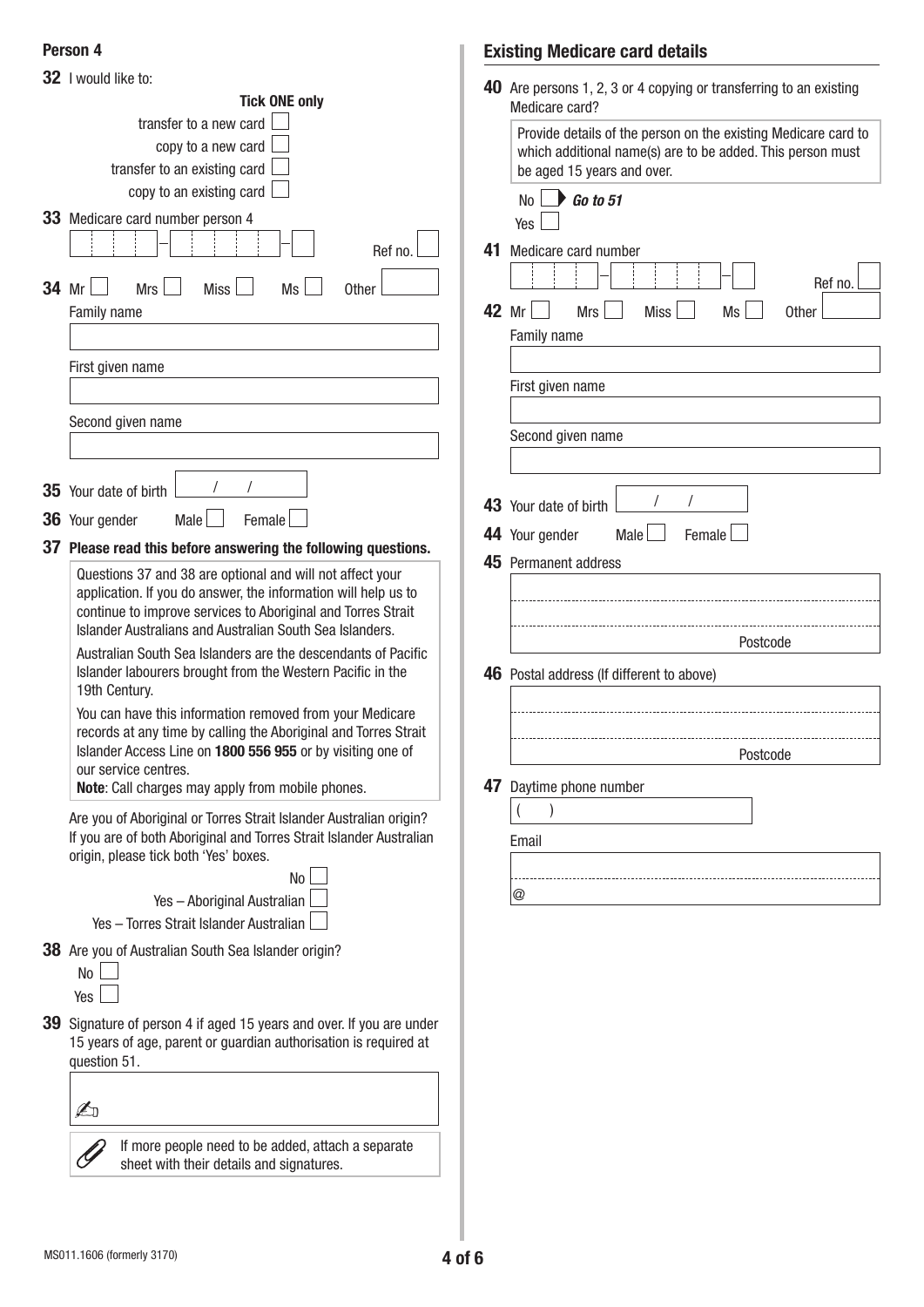## Person 4

**32** I would like to:

**Tick ONE only**

- transfer to a new card ☐
- copy to a new card ☐
- transfer to an existing card ☐
- copy to an existing card ☐

**33** Medicare card number person 4

☐☐☐☐ – ☐☐☐☐☐ – ☐ Ref no. ☐

**34** Mr ☐ Mrs ☐ Miss ☐ Ms ☐ Other ☐

Family name

First given name

Second given name

**35** Your date of birth ___ / ___ / ___

**36** Your gender Male ☐ Female ☐

**37 Please read this before answering the following questions.**

Questions 37 and 38 are optional and will not affect your application. If you do answer, the information will help us to continue to improve services to Aboriginal and Torres Strait Islander Australians and Australian South Sea Islanders.

Australian South Sea Islanders are the descendants of Pacific Islander labourers brought from the Western Pacific in the 19th Century.

You can have this information removed from your Medicare records at any time by calling the Aboriginal and Torres Strait Islander Access Line on **1800 556 955** or by visiting one of our service centres.

**Note**: Call charges may apply from mobile phones.

Are you of Aboriginal or Torres Strait Islander Australian origin? If you are of both Aboriginal and Torres Strait Islander Australian origin, please tick both 'Yes' boxes.

- No ☐
- Yes – Aboriginal Australian ☐
- Yes – Torres Strait Islander Australian ☐

**38** Are you of Australian South Sea Islander origin?

- No ☐
- Yes ☐

**39** Signature of person 4 if aged 15 years and over. If you are under 15 years of age, parent or guardian authorisation is required at question 51.

✍

If more people need to be added, attach a separate sheet with their details and signatures.

## Existing Medicare card details

**40** Are persons 1, 2, 3 or 4 copying or transferring to an existing Medicare card?

Provide details of the person on the existing Medicare card to which additional name(s) are to be added. This person must be aged 15 years and over.

- No ☐ ➧ ***Go to 51***
- Yes ☐

**41** Medicare card number

☐☐☐☐ – ☐☐☐☐☐ – ☐ Ref no. ☐

**42** Mr ☐ Mrs ☐ Miss ☐ Ms ☐ Other ☐

Family name

First given name

Second given name

**43** Your date of birth ___ / ___ / ___

**44** Your gender Male ☐ Female ☐

**45** Permanent address

Postcode

**46** Postal address (If different to above)

Postcode

**47** Daytime phone number

(    )

Email

@

MS011.1606 (formerly 3170)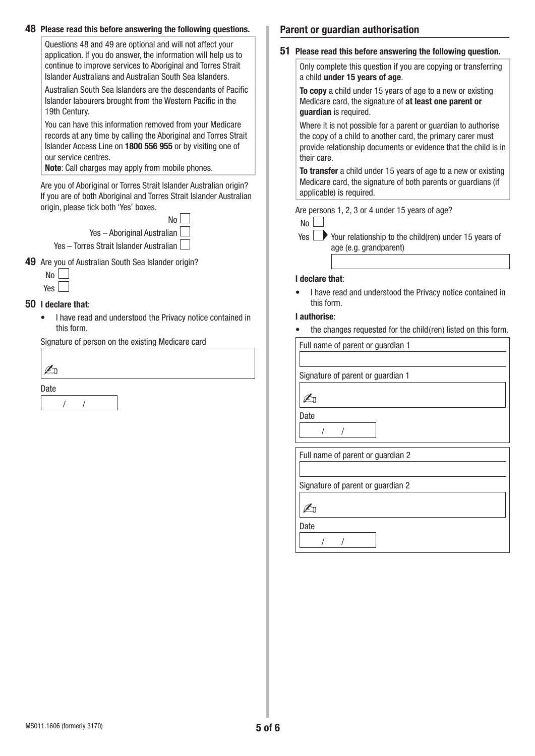**48 Please read this before answering the following questions.**

Questions 48 and 49 are optional and will not affect your application. If you do answer, the information will help us to continue to improve services to Aboriginal and Torres Strait Islander Australians and Australian South Sea Islanders.

Australian South Sea Islanders are the descendants of Pacific Islander labourers brought from the Western Pacific in the 19th Century.

You can have this information removed from your Medicare records at any time by calling the Aboriginal and Torres Strait Islander Access Line on **1800 556 955** or by visiting one of our service centres.

**Note**: Call charges may apply from mobile phones.

Are you of Aboriginal or Torres Strait Islander Australian origin? If you are of both Aboriginal and Torres Strait Islander Australian origin, please tick both 'Yes' boxes.

- No ☐
- Yes – Aboriginal Australian ☐
- Yes – Torres Strait Islander Australian ☐

**49** Are you of Australian South Sea Islander origin?

- No ☐
- Yes ☐

**50 I declare that**:

- I have read and understood the Privacy notice contained in this form.

Signature of person on the existing Medicare card

✍

Date

/ /

## Parent or guardian authorisation

**51 Please read this before answering the following question.**

Only complete this question if you are copying or transferring a child **under 15 years of age**.

**To copy** a child under 15 years of age to a new or existing Medicare card, the signature of **at least one parent or guardian** is required.

Where it is not possible for a parent or guardian to authorise the copy of a child to another card, the primary carer must provide relationship documents or evidence that the child is in their care.

**To transfer** a child under 15 years of age to a new or existing Medicare card, the signature of both parents or guardians (if applicable) is required.

Are persons 1, 2, 3 or 4 under 15 years of age?

- No ☐
- Yes ☐ ▶ Your relationship to the child(ren) under 15 years of age (e.g. grandparent)

**I declare that**:

- I have read and understood the Privacy notice contained in this form.

**I authorise**:

- the changes requested for the child(ren) listed on this form.

Full name of parent or guardian 1

Signature of parent or guardian 1

✍

Date

/ /

Full name of parent or guardian 2

Signature of parent or guardian 2

✍

Date

/ /

MS011.1606 (formerly 3170)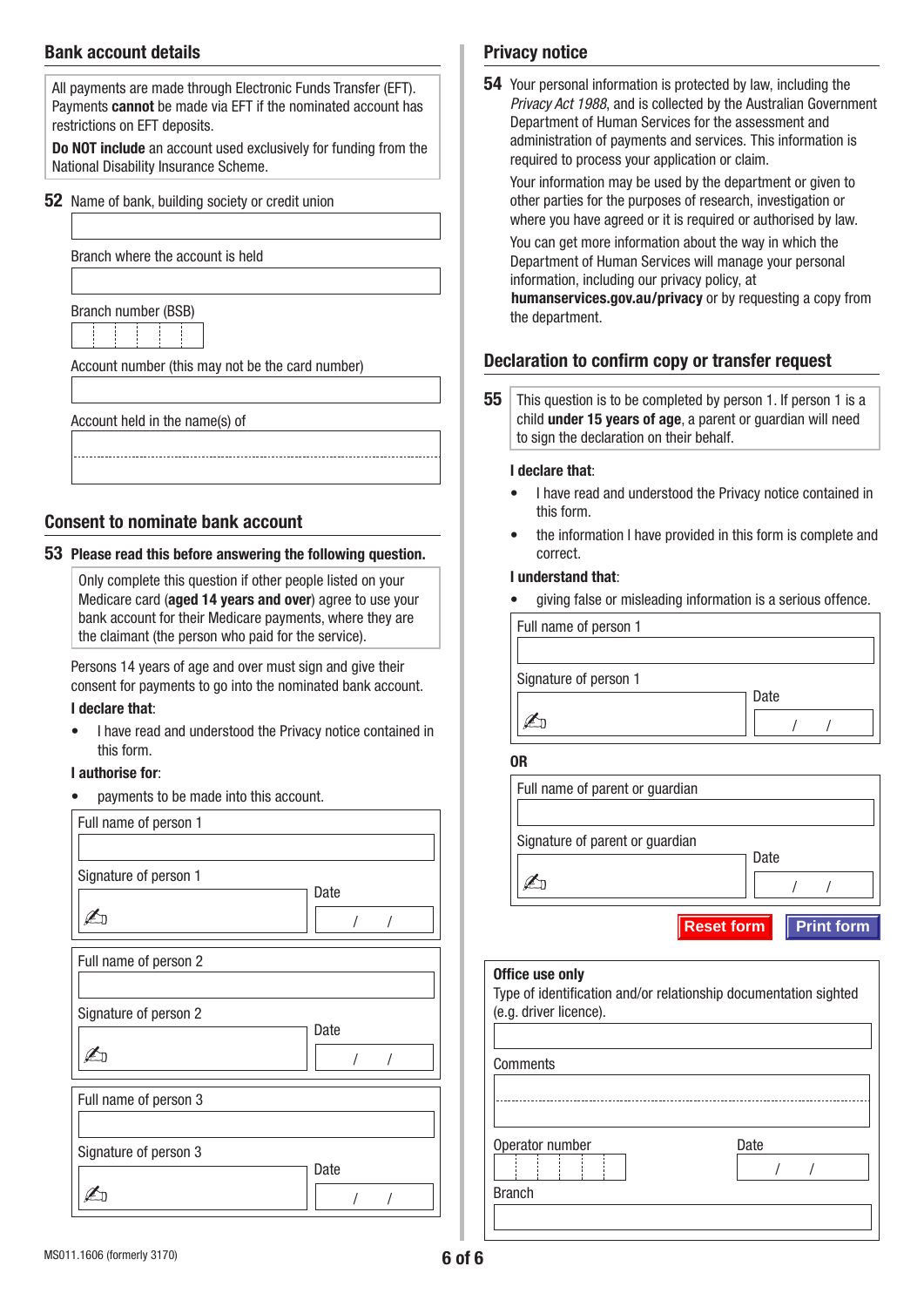## Bank account details

All payments are made through Electronic Funds Transfer (EFT). Payments **cannot** be made via EFT if the nominated account has restrictions on EFT deposits.

**Do NOT include** an account used exclusively for funding from the National Disability Insurance Scheme.

**52** Name of bank, building society or credit union

Branch where the account is held

Branch number (BSB)

Account number (this may not be the card number)

Account held in the name(s) of

## Consent to nominate bank account

**53 Please read this before answering the following question.**

Only complete this question if other people listed on your Medicare card (**aged 14 years and over**) agree to use your bank account for their Medicare payments, where they are the claimant (the person who paid for the service).

Persons 14 years of age and over must sign and give their consent for payments to go into the nominated bank account.

**I declare that**:

- I have read and understood the Privacy notice contained in this form.

**I authorise for**:

- payments to be made into this account.

Full name of person 1

Signature of person 1

Date / /

Full name of person 2

Signature of person 2

Date / /

Full name of person 3

Signature of person 3

Date / /

## Privacy notice

**54** Your personal information is protected by law, including the *Privacy Act 1988*, and is collected by the Australian Government Department of Human Services for the assessment and administration of payments and services. This information is required to process your application or claim.

Your information may be used by the department or given to other parties for the purposes of research, investigation or where you have agreed or it is required or authorised by law.

You can get more information about the way in which the Department of Human Services will manage your personal information, including our privacy policy, at **humanservices.gov.au/privacy** or by requesting a copy from the department.

## Declaration to confirm copy or transfer request

**55** This question is to be completed by person 1. If person 1 is a child **under 15 years of age**, a parent or guardian will need to sign the declaration on their behalf.

**I declare that**:

- I have read and understood the Privacy notice contained in this form.
- the information I have provided in this form is complete and correct.

**I understand that**:

- giving false or misleading information is a serious offence.

Full name of person 1

Signature of person 1

Date / /

**OR**

Full name of parent or guardian

Signature of parent or guardian

Date / /

Reset form Print form

**Office use only**

Type of identification and/or relationship documentation sighted (e.g. driver licence).

Comments

Operator number

Date / /

Branch

MS011.1606 (formerly 3170)